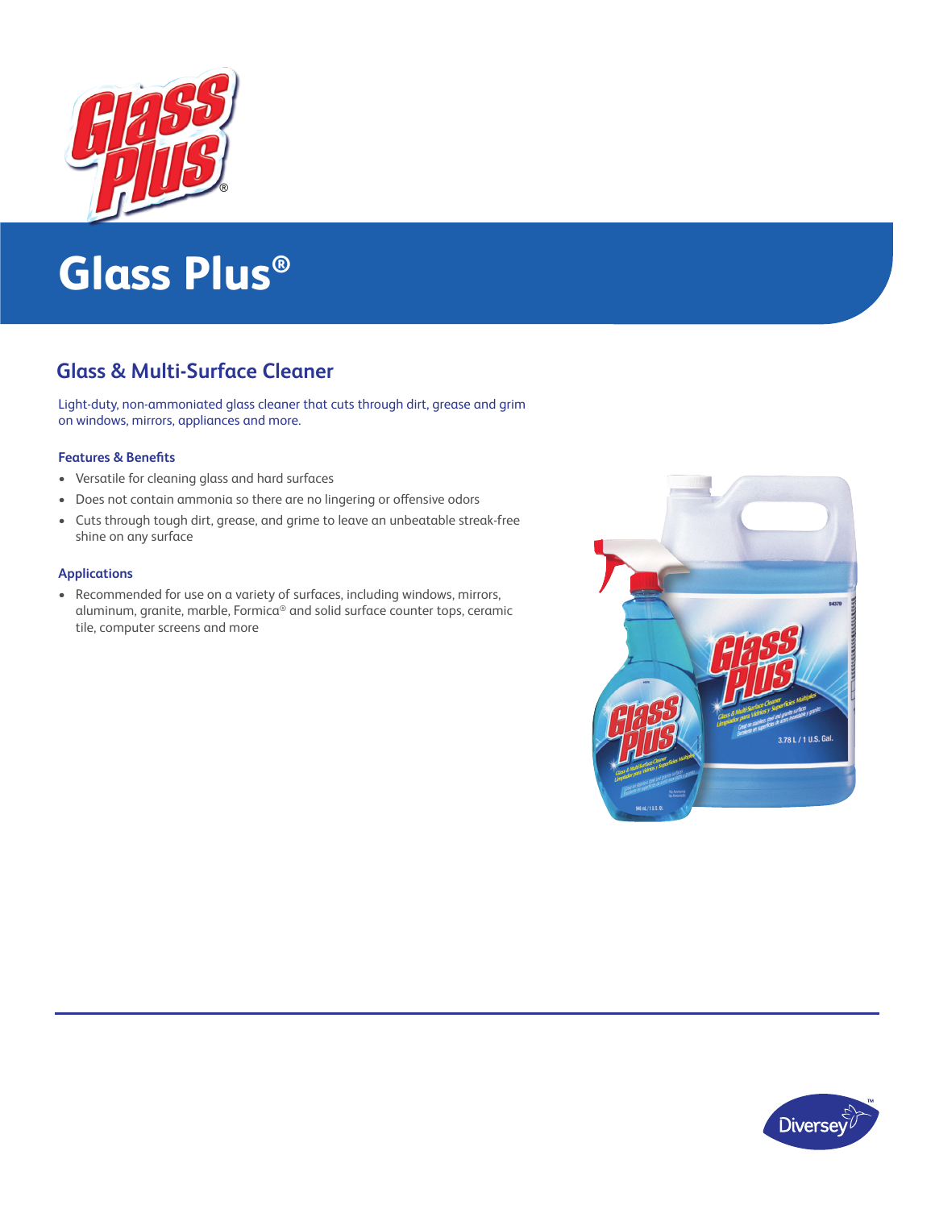# Glass Plus®

## Glass & Multi-Surface Cleaner

Light-duty, non-ammoniated glass cleaner that cuts through dirt, grease and grim on windows, mirrors, appliances and more.

### Features & Benefits

- Versatile for cleaning glass and hard surfaces
- Does not contain ammonia so there are no lingering or offensive odors
- Cuts through tough dirt, grease, and grime to leave an unbeatable streak-free shine on any surface

### Applications

- Recommended for use on a variety of surfaces, including windows, mirrors, aluminum, granite, marble, Formica® and solid surface counter tops, ceramic tile, computer screens and more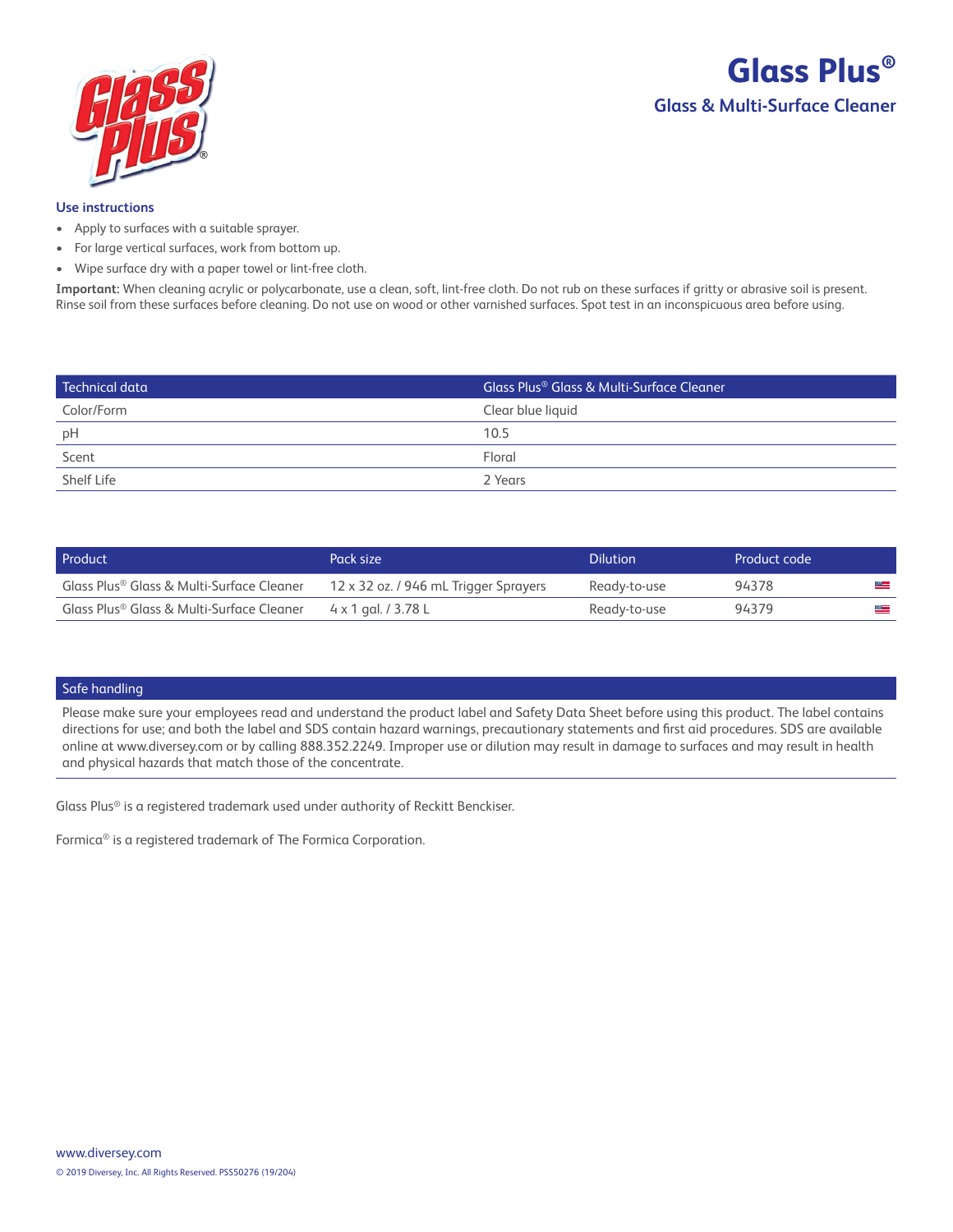# Glass Plus®

## Glass & Multi-Surface Cleaner

### Use instructions

- Apply to surfaces with a suitable sprayer.
- For large vertical surfaces, work from bottom up.
- Wipe surface dry with a paper towel or lint-free cloth.

**Important:** When cleaning acrylic or polycarbonate, use a clean, soft, lint-free cloth. Do not rub on these surfaces if gritty or abrasive soil is present. Rinse soil from these surfaces before cleaning. Do not use on wood or other varnished surfaces. Spot test in an inconspicuous area before using.

| Technical data | Glass Plus® Glass & Multi-Surface Cleaner |
|---|---|
| Color/Form | Clear blue liquid |
| pH | 10.5 |
| Scent | Floral |
| Shelf Life | 2 Years |

| Product | Pack size | Dilution | Product code |
|---|---|---|---|
| Glass Plus® Glass & Multi-Surface Cleaner | 12 x 32 oz. / 946 mL Trigger Sprayers | Ready-to-use | 94378 |
| Glass Plus® Glass & Multi-Surface Cleaner | 4 x 1 gal. / 3.78 L | Ready-to-use | 94379 |

### Safe handling

Please make sure your employees read and understand the product label and Safety Data Sheet before using this product. The label contains directions for use; and both the label and SDS contain hazard warnings, precautionary statements and first aid procedures. SDS are available online at www.diversey.com or by calling 888.352.2249. Improper use or dilution may result in damage to surfaces and may result in health and physical hazards that match those of the concentrate.

Glass Plus® is a registered trademark used under authority of Reckitt Benckiser.

Formica® is a registered trademark of The Formica Corporation.

www.diversey.com

© 2019 Diversey, Inc. All Rights Reserved. PSS50276 (19/204)